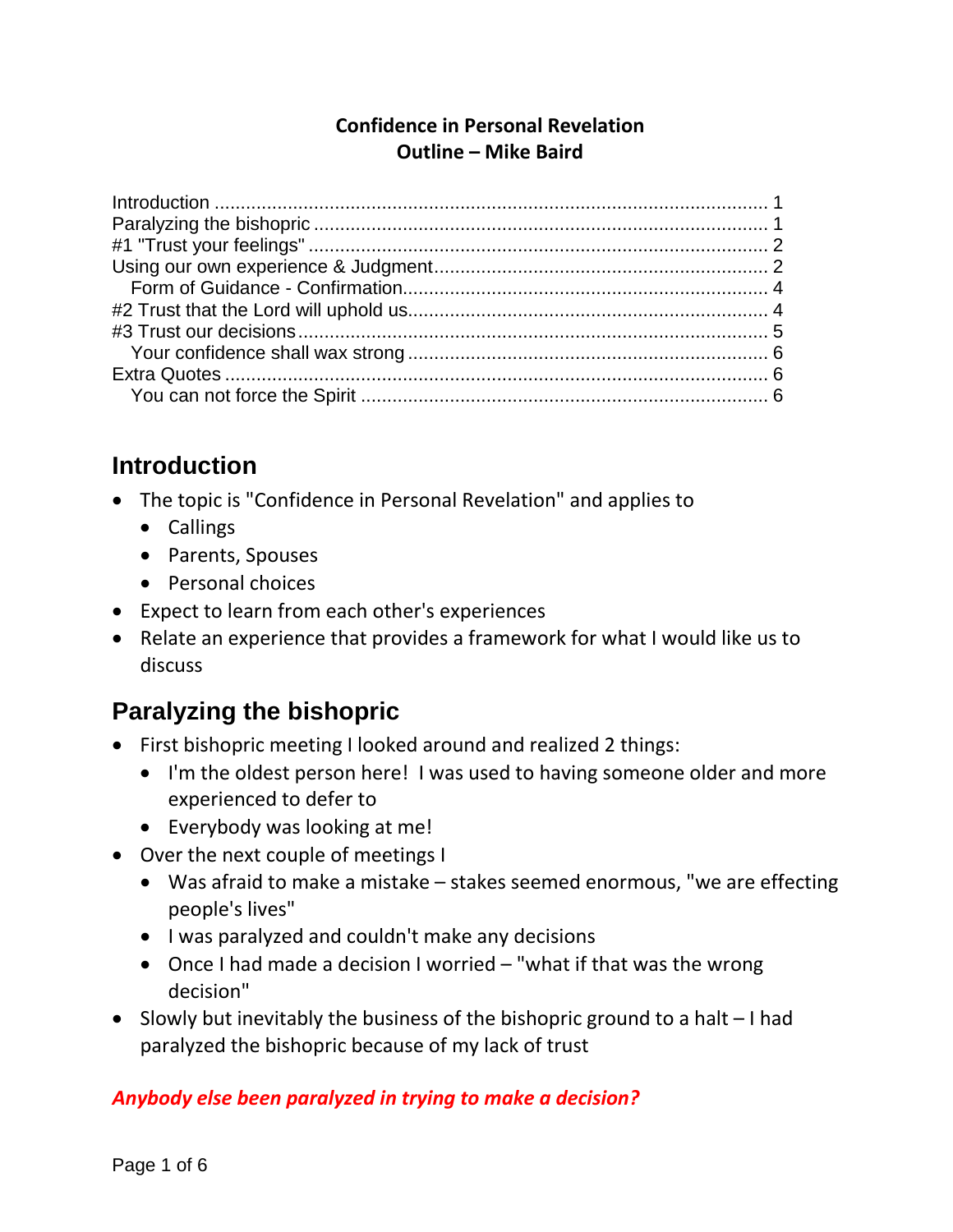**Confidence in Personal Revelation**
**Outline – Mike Baird**

Introduction ........................................................................................................ 1
Paralyzing the bishopric ..................................................................................... 1
#1 "Trust your feelings" ...................................................................................... 2
Using our own experience & Judgment.............................................................. 2
  Form of Guidance - Confirmation.................................................................... 4
#2 Trust that the Lord will uphold us.................................................................. 4
#3 Trust our decisions ....................................................................................... 5
  Your confidence shall wax strong ................................................................... 6
Extra Quotes ....................................................................................................... 6
  You can not force the Spirit ............................................................................ 6

## Introduction

- The topic is "Confidence in Personal Revelation" and applies to
  - Callings
  - Parents, Spouses
  - Personal choices
- Expect to learn from each other's experiences
- Relate an experience that provides a framework for what I would like us to discuss

## Paralyzing the bishopric

- First bishopric meeting I looked around and realized 2 things:
  - I'm the oldest person here! I was used to having someone older and more experienced to defer to
  - Everybody was looking at me!
- Over the next couple of meetings I
  - Was afraid to make a mistake – stakes seemed enormous, "we are effecting people's lives"
  - I was paralyzed and couldn't make any decisions
  - Once I had made a decision I worried – "what if that was the wrong decision"
- Slowly but inevitably the business of the bishopric ground to a halt – I had paralyzed the bishopric because of my lack of trust

***Anybody else been paralyzed in trying to make a decision?***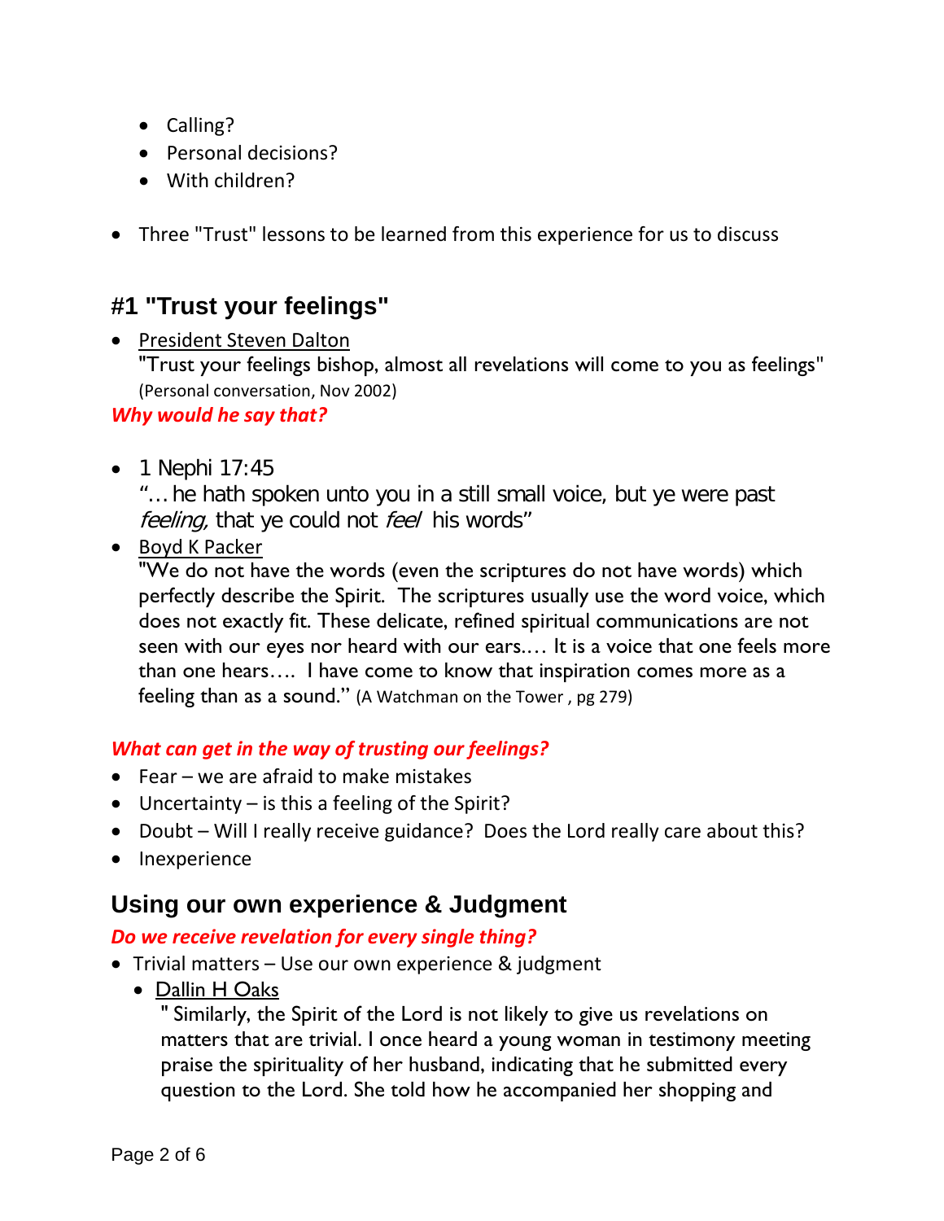- Calling?
  - Personal decisions?
  - With children?

- Three "Trust" lessons to be learned from this experience for us to discuss

## #1 "Trust your feelings"

- President Steven Dalton
  "Trust your feelings bishop, almost all revelations will come to you as feelings" (Personal conversation, Nov 2002)

***Why would he say that?***

- 1 Nephi 17:45
  "…he hath spoken unto you in a still small voice, but ye were past *feeling,* that ye could not *feel* his words"
- Boyd K Packer
  "We do not have the words (even the scriptures do not have words) which perfectly describe the Spirit. The scriptures usually use the word voice, which does not exactly fit. These delicate, refined spiritual communications are not seen with our eyes nor heard with our ears.… It is a voice that one feels more than one hears…. I have come to know that inspiration comes more as a feeling than as a sound." (A Watchman on the Tower , pg 279)

***What can get in the way of trusting our feelings?***

- Fear – we are afraid to make mistakes
- Uncertainty – is this a feeling of the Spirit?
- Doubt – Will I really receive guidance? Does the Lord really care about this?
- Inexperience

## Using our own experience & Judgment

***Do we receive revelation for every single thing?***

- Trivial matters – Use our own experience & judgment
  - Dallin H Oaks
    " Similarly, the Spirit of the Lord is not likely to give us revelations on matters that are trivial. I once heard a young woman in testimony meeting praise the spirituality of her husband, indicating that he submitted every question to the Lord. She told how he accompanied her shopping and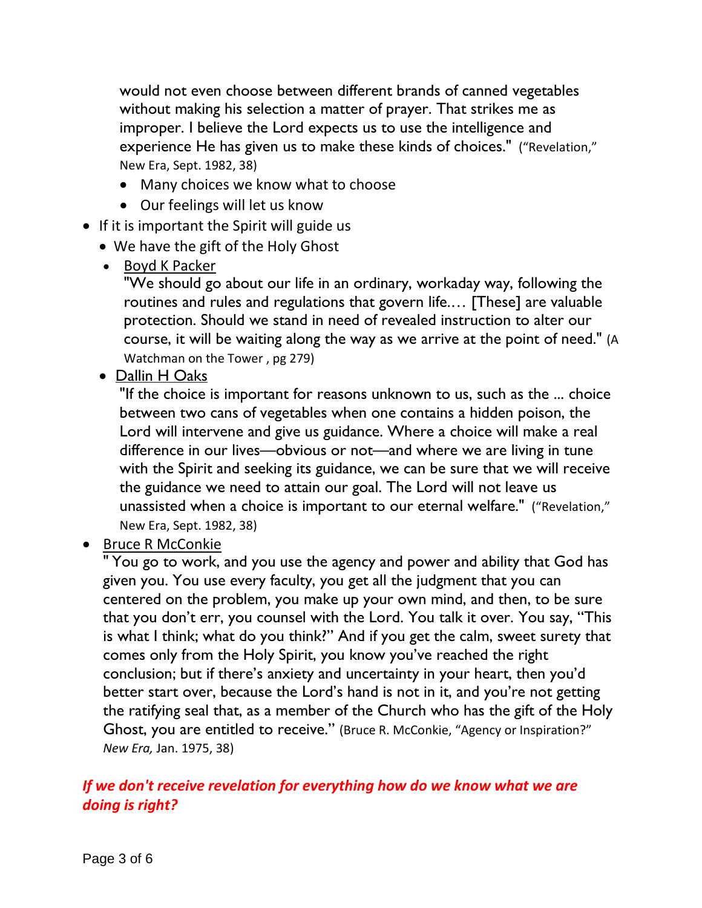would not even choose between different brands of canned vegetables without making his selection a matter of prayer. That strikes me as improper. I believe the Lord expects us to use the intelligence and experience He has given us to make these kinds of choices." ("Revelation," New Era, Sept. 1982, 38)

- Many choices we know what to choose
- Our feelings will let us know

- If it is important the Spirit will guide us
  - We have the gift of the Holy Ghost
  - <u>Boyd K Packer</u>
    "We should go about our life in an ordinary, workaday way, following the routines and rules and regulations that govern life.… [These] are valuable protection. Should we stand in need of revealed instruction to alter our course, it will be waiting along the way as we arrive at the point of need." (A Watchman on the Tower , pg 279)
  - <u>Dallin H Oaks</u>
    "If the choice is important for reasons unknown to us, such as the ... choice between two cans of vegetables when one contains a hidden poison, the Lord will intervene and give us guidance. Where a choice will make a real difference in our lives—obvious or not—and where we are living in tune with the Spirit and seeking its guidance, we can be sure that we will receive the guidance we need to attain our goal. The Lord will not leave us unassisted when a choice is important to our eternal welfare." ("Revelation," New Era, Sept. 1982, 38)
- <u>Bruce R McConkie</u>
  " You go to work, and you use the agency and power and ability that God has given you. You use every faculty, you get all the judgment that you can centered on the problem, you make up your own mind, and then, to be sure that you don't err, you counsel with the Lord. You talk it over. You say, "This is what I think; what do you think?" And if you get the calm, sweet surety that comes only from the Holy Spirit, you know you've reached the right conclusion; but if there's anxiety and uncertainty in your heart, then you'd better start over, because the Lord's hand is not in it, and you're not getting the ratifying seal that, as a member of the Church who has the gift of the Holy Ghost, you are entitled to receive." (Bruce R. McConkie, "Agency or Inspiration?" *New Era,* Jan. 1975, 38)

***If we don't receive revelation for everything how do we know what we are doing is right?***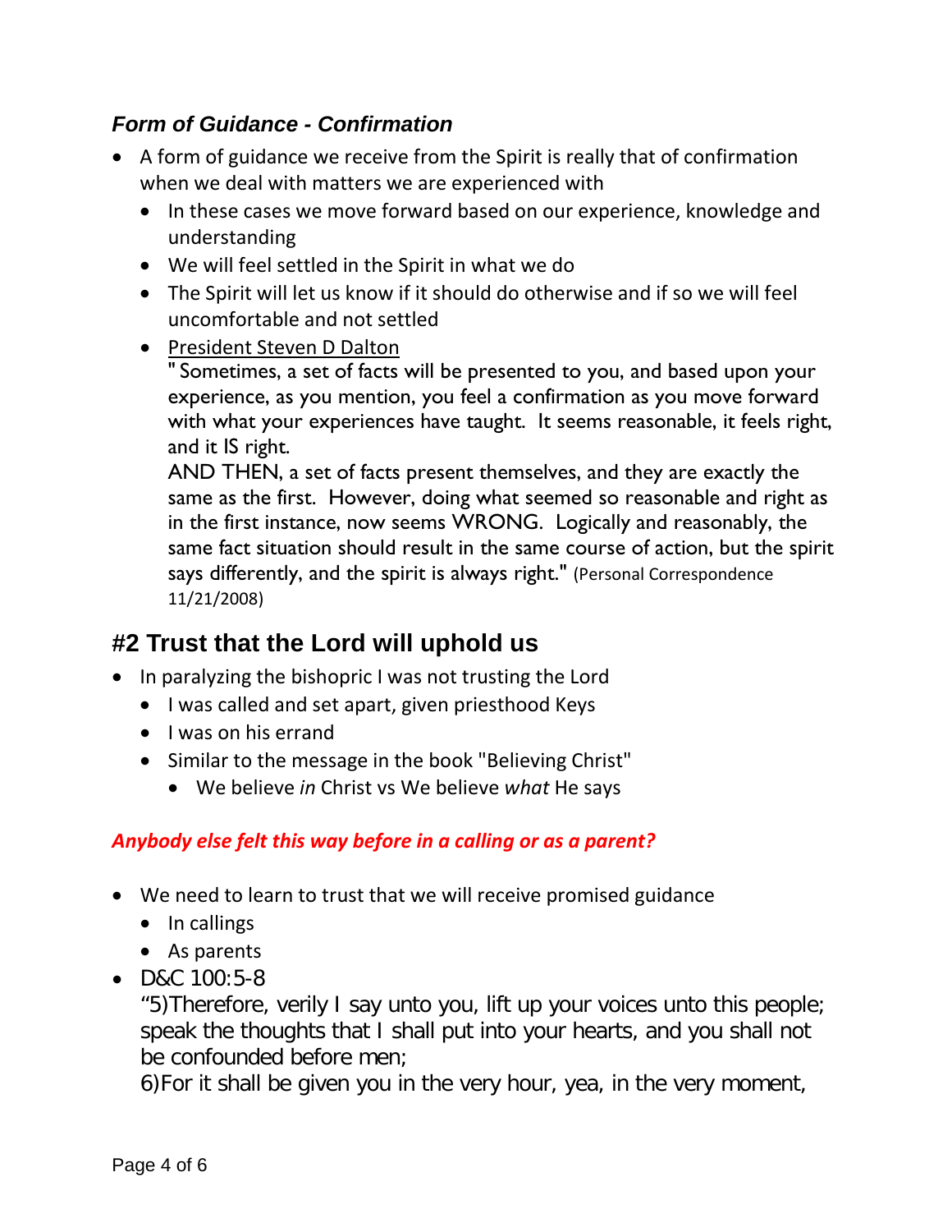### *Form of Guidance - Confirmation*

- A form of guidance we receive from the Spirit is really that of confirmation when we deal with matters we are experienced with
  - In these cases we move forward based on our experience, knowledge and understanding
  - We will feel settled in the Spirit in what we do
  - The Spirit will let us know if it should do otherwise and if so we will feel uncomfortable and not settled
  - <u>President Steven D Dalton</u>
    " Sometimes, a set of facts will be presented to you, and based upon your experience, as you mention, you feel a confirmation as you move forward with what your experiences have taught. It seems reasonable, it feels right, and it IS right.
    AND THEN, a set of facts present themselves, and they are exactly the same as the first. However, doing what seemed so reasonable and right as in the first instance, now seems WRONG. Logically and reasonably, the same fact situation should result in the same course of action, but the spirit says differently, and the spirit is always right." (Personal Correspondence 11/21/2008)

## #2 Trust that the Lord will uphold us

- In paralyzing the bishopric I was not trusting the Lord
  - I was called and set apart, given priesthood Keys
  - I was on his errand
  - Similar to the message in the book "Believing Christ"
    - We believe *in* Christ vs We believe *what* He says

***Anybody else felt this way before in a calling or as a parent?***

- We need to learn to trust that we will receive promised guidance
  - In callings
  - As parents
- D&C 100:5-8
  "5)Therefore, verily I say unto you, lift up your voices unto this people; speak the thoughts that I shall put into your hearts, and you shall not be confounded before men;
  6)For it shall be given you in the very hour, yea, in the very moment,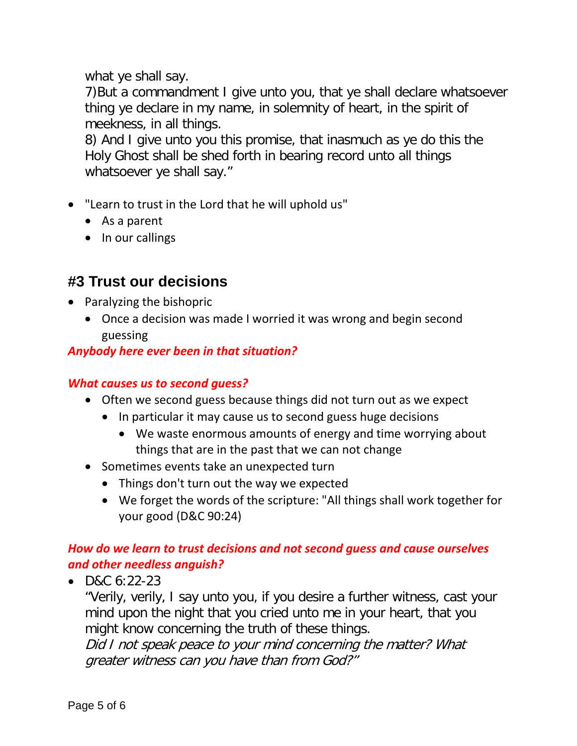what ye shall say.
7)But a commandment I give unto you, that ye shall declare whatsoever thing ye declare in my name, in solemnity of heart, in the spirit of meekness, in all things.
8) And I give unto you this promise, that inasmuch as ye do this the Holy Ghost shall be shed forth in bearing record unto all things whatsoever ye shall say."

- "Learn to trust in the Lord that he will uphold us"
  - As a parent
  - In our callings

## #3 Trust our decisions

- Paralyzing the bishopric
  - Once a decision was made I worried it was wrong and begin second guessing

***Anybody here ever been in that situation?***

***What causes us to second guess?***

- Often we second guess because things did not turn out as we expect
  - In particular it may cause us to second guess huge decisions
    - We waste enormous amounts of energy and time worrying about things that are in the past that we can not change
- Sometimes events take an unexpected turn
  - Things don't turn out the way we expected
  - We forget the words of the scripture: "All things shall work together for your good (D&C 90:24)

***How do we learn to trust decisions and not second guess and cause ourselves and other needless anguish?***

- D&C 6:22-23
  "Verily, verily, I say unto you, if you desire a further witness, cast your mind upon the night that you cried unto me in your heart, that you might know concerning the truth of these things.
  *Did I not speak peace to your mind concerning the matter? What greater witness can you have than from God?"*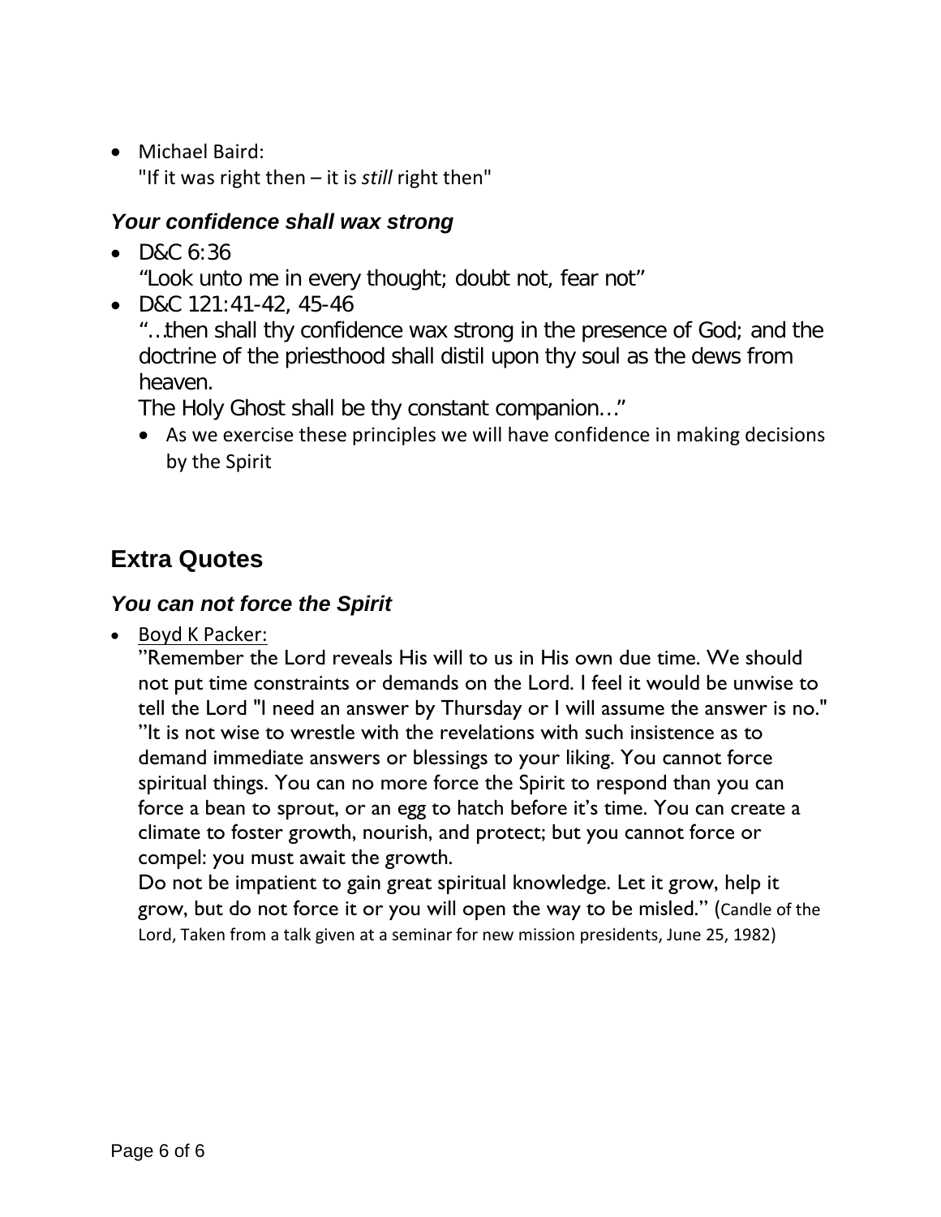- Michael Baird:
  "If it was right then – it is *still* right then"

### *Your confidence shall wax strong*

- D&C 6:36
  "Look unto me in every thought; doubt not, fear not"
- D&C 121:41-42, 45-46
  "…then shall thy confidence wax strong in the presence of God; and the doctrine of the priesthood shall distil upon thy soul as the dews from heaven.
  The Holy Ghost shall be thy constant companion…"
  - As we exercise these principles we will have confidence in making decisions by the Spirit

## Extra Quotes

### *You can not force the Spirit*

- Boyd K Packer:
  "Remember the Lord reveals His will to us in His own due time. We should not put time constraints or demands on the Lord. I feel it would be unwise to tell the Lord "I need an answer by Thursday or I will assume the answer is no."
  "It is not wise to wrestle with the revelations with such insistence as to demand immediate answers or blessings to your liking. You cannot force spiritual things. You can no more force the Spirit to respond than you can force a bean to sprout, or an egg to hatch before it's time. You can create a climate to foster growth, nourish, and protect; but you cannot force or compel: you must await the growth.
  Do not be impatient to gain great spiritual knowledge. Let it grow, help it grow, but do not force it or you will open the way to be misled." (Candle of the Lord, Taken from a talk given at a seminar for new mission presidents, June 25, 1982)